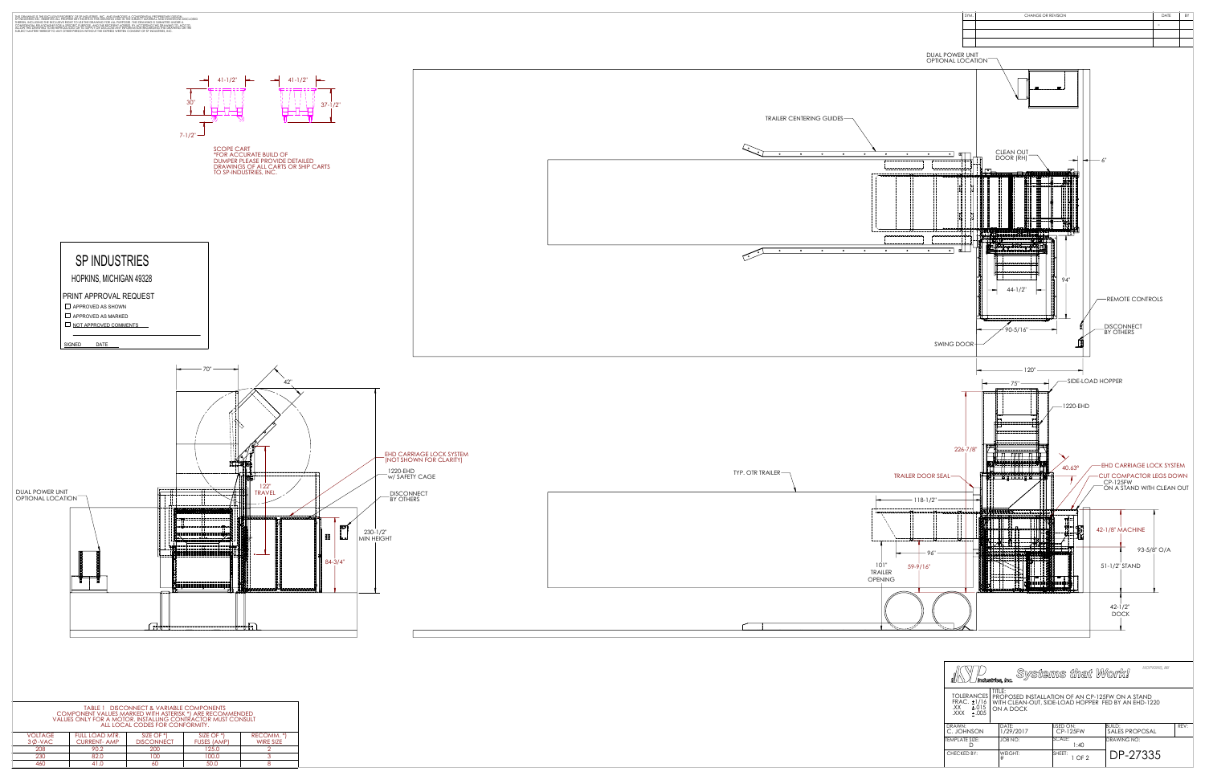THIS DRAWING IS THE EXCLUSIVE PROPERTY OF SP INDUSTRIES, INC. AND EMBODIES A CONFIDENTIAL PROPRIETARY DESIGN. SP INDUSTRIES, INC. RESERVES ALL PROPRIETARY RIGHTS IN THIS DRAWING AND IN THE SUBJECT MATERIAL AND INFORMATION DISCLOSED THEREIN, INCLUDING THE EXCLUSIVE RIGHT TO USE THIS DRAWING FOR ALL PURPOSES. THIS DRAWING IS SUBMITTED UNDER A CONFIDENTIAL RELATIONSHIP FOR A SPECIFIC PURPOSE, AND THE RECIPIENT AGREES, BY ACCEPTING THIS DRAWING, TO NOT TO ALLOW THIS DRAWING TO BE REPRODUCED OR TO SUPPLY OR DISCLOSE ANY INFORMATION REGARDING THIS DRAWING OR THE SUBJECT MATTER THEREOF TO ANY OTHER PERSON WITHOUT THE EXPRESS WRITTEN CONSENT OF SP INDUSTRIES, INC.

| SYM. | CHANGE OR REVISION | DATE | BY |
|---|---|---|---|
| | | | |

## SP INDUSTRIES

HOPKINS, MICHIGAN 49328

**PRINT APPROVAL REQUEST**

- ☐ APPROVED AS SHOWN
- ☐ APPROVED AS MARKED
- ☐ NOT APPROVED COMMENTS

SIGNED ______ DATE ______

SCOPE CART
*FOR ACCURATE BUILD OF DUMPER PLEASE PROVIDE DETAILED DRAWINGS OF ALL CARTS OR SHIP CARTS TO SP-INDUSTRIES, INC.

41-1/2" 41-1/2" 30" 37-1/2" 7-1/2"

DUAL POWER UNIT OPTIONAL LOCATION

TRAILER CENTERING GUIDES

CLEAN OUT DOOR (RH)

6"

44-1/2" 94" 90-5/16"

REMOTE CONTROLS

DISCONNECT BY OTHERS

SWING DOOR

120" 75"

SIDE-LOAD HOPPER

1220-EHD

226-7/8"

40.63°

EHD CARRIAGE LOCK SYSTEM

CUT COMPACTOR LEGS DOWN

CP-125FW ON A STAND WITH CLEAN OUT

TYP. OTR TRAILER

TRAILER DOOR SEAL

118-1/2"

96"

101" TRAILER OPENING

59-9/16"

42-1/8" MACHINE

93-5/8" O/A

51-1/2" STAND

42-1/2" DOCK

70" 42"

122" TRAVEL

EHD CARRIAGE LOCK SYSTEM (NOT SHOWN FOR CLARITY)

1220-EHD w/ SAFETY CAGE

DISCONNECT BY OTHERS

230-1/2" MIN HEIGHT

84-3/4"

TABLE 1 DISCONNECT & VARIABLE COMPONENTS
COMPONENT VALUES MARKED WITH ASTERISK *) ARE RECOMMENDED VALUES ONLY FOR A MOTOR. INSTALLING CONTRACTOR MUST CONSULT ALL LOCAL CODES FOR CONFORMITY.

| VOLTAGE 3Ø-VAC | FULL LOAD MTR. CURRENT- AMP | SIZE OF *) DISCONNECT | SIZE OF *) FUSES (AMP) | RECOMM. *) WIRE SIZE |
|---|---|---|---|---|
| 208 | 90.2 | 200 | 125.0 | 2 |
| 230 | 82.0 | 100 | 100.0 | 3 |
| 460 | 41.0 | 60 | 50.0 | 8 |

SP Industries, Inc. — *Systems that Work!* — HOPKINS, MI

| | |
|---|---|
| TOLERANCES FRAC. ±1/16 .XX ±.015 .XXX ±.005 | TITLE: PROPOSED INSTALLATION OF AN CP-125FW ON A STAND WITH CLEAN-OUT, SIDE-LOAD HOPPER FED BY AN EHD-1220 ON A DOCK |

| DRAWN: C. JOHNSON | DATE: 1/29/2017 | USED ON: CP-125FW | BUILD: SALES PROPOSAL | REV.: |
|---|---|---|---|---|
| TEMPLATE SIZE: D | JOB NO.: | SCALE: 1:40 | DRAWING NO.: DP-27335 | |
| CHECKED BY: | WEIGHT: # | SHEET: 1 OF 2 | | |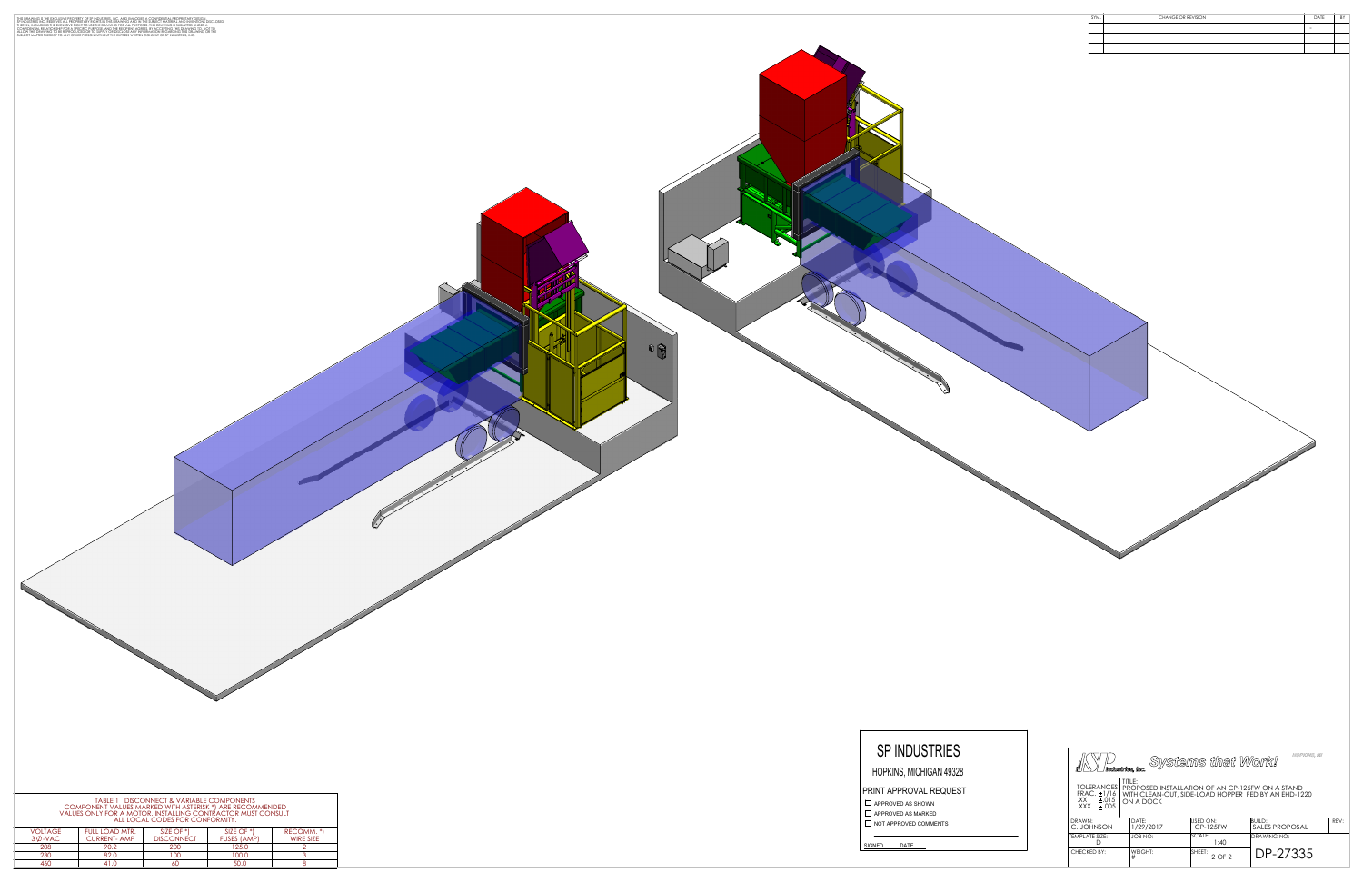THIS DRAWING IS THE EXCLUSIVE PROPERTY OF SP INDUSTRIES, INC. AND EMBODIES A CONFIDENTIAL PROPRIETARY DESIGN OF SP INDUSTRIES, INC. THEREFORE ALL PROPRIETARY RIGHTS IN THIS DRAWING AND IN THE SUBJECT MATERIAL AND INFORMATION DISCLOSED THEREIN, INCLUDING THE EXCLUSIVE RIGHT TO USE THE DRAWING FOR ALL PURPOSES. THIS DRAWING IS SUBMITTED UNDER A CONFIDENTIAL RELATIONSHIP FOR A SPECIFIC PURPOSE, AND THE RECIPIENT AGREES, BY ACCEPTING THIS DRAWING TO, NOT TO ALLOW THIS DRAWING TO BE REPRODUCED OR TO SUPPLY OR DISCLOSE ANY INFORMATION REGARDING THE DRAWING OR THE SUBJECT MATTER THEREOF TO ANY OTHER PERSON WITHOUT THE EXPRESS WRITTEN CONSENT OF SP INDUSTRIES, INC.

| SYM | CHANGE OR REVISION | DATE | BY |
|---|---|---|---|
| | | | |
| | | | |
| | | | |

TABLE 1 DISCONNECT & VARIABLE COMPONENTS
COMPONENT VALUES MARKED WITH ASTERISK *) ARE RECOMMENDED VALUES ONLY FOR A MOTOR. INSTALLING CONTRACTOR MUST CONSULT ALL LOCAL CODES FOR CONFORMITY.

| VOLTAGE 3Ø-VAC | FULL LOAD MTR. CURRENT- AMP | SIZE OF *) DISCONNECT | SIZE OF *) FUSES (AMP) | RECOMM. *) WIRE SIZE |
|---|---|---|---|---|
| 208 | 90.2 | 200 | 125.0 | 2 |
| 230 | 82.0 | 100 | 100.0 | 3 |
| 460 | 41.0 | 60 | 50.0 | 8 |

SP INDUSTRIES
HOPKINS, MICHIGAN 49328

PRINT APPROVAL REQUEST

- ☐ APPROVED AS SHOWN
- ☐ APPROVED AS MARKED
- ☐ NOT APPROVED COMMENTS

SIGNED ____ DATE ____

SP Industries, Inc. *Systems that Work!* HOPKINS, MI

| | | | | |
|---|---|---|---|---|
| TOLERANCES FRAC. ±1/16 .XX ±.015 .XXX ±.005 | TITLE: PROPOSED INSTALLATION OF AN CP-125FW ON A STAND WITH CLEAN-OUT, SIDE-LOAD HOPPER FED BY AN EHD-1220 ON A DOCK | | | |
| DRAWN: C. JOHNSON | DATE: 1/29/2017 | USED ON: CP-125FW | BUILD: SALES PROPOSAL | REV: |
| TEMPLATE SIZE: D | JOB NO: | SCALE: 1:40 | DRAWING NO: DP-27335 | |
| CHECKED BY: | WEIGHT: # | SHEET: 2 OF 2 | | |